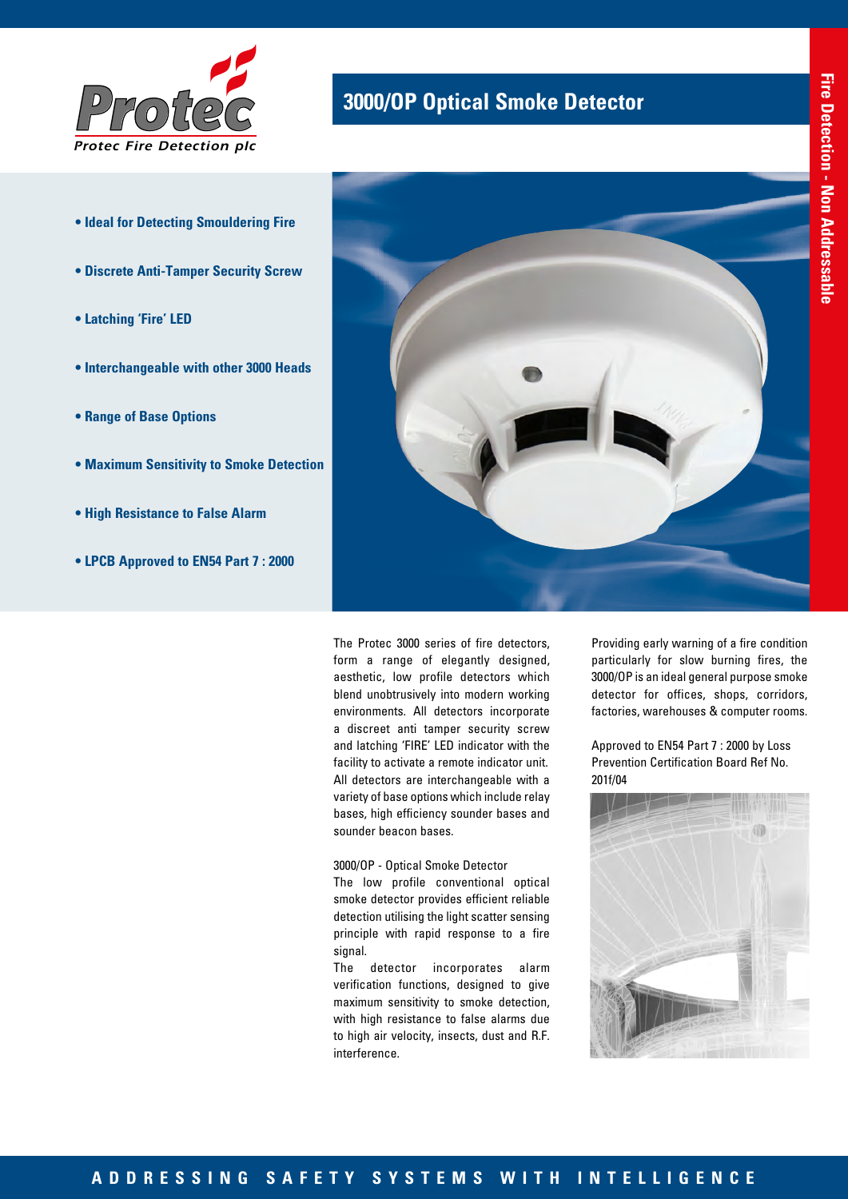Protec Fire Detection plc

# 3000/OP Optical Smoke Detector

Fire Detection - Non Addressable

- **Ideal for Detecting Smouldering Fire**
- **Discrete Anti-Tamper Security Screw**
- **Latching 'Fire' LED**
- **Interchangeable with other 3000 Heads**
- **Range of Base Options**
- **Maximum Sensitivity to Smoke Detection**
- **High Resistance to False Alarm**
- **LPCB Approved to EN54 Part 7 : 2000**

The Protec 3000 series of fire detectors, form a range of elegantly designed, aesthetic, low profile detectors which blend unobtrusively into modern working environments. All detectors incorporate a discreet anti tamper security screw and latching 'FIRE' LED indicator with the facility to activate a remote indicator unit. All detectors are interchangeable with a variety of base options which include relay bases, high efficiency sounder bases and sounder beacon bases.

3000/OP - Optical Smoke Detector
The low profile conventional optical smoke detector provides efficient reliable detection utilising the light scatter sensing principle with rapid response to a fire signal.
The detector incorporates alarm verification functions, designed to give maximum sensitivity to smoke detection, with high resistance to false alarms due to high air velocity, insects, dust and R.F. interference.

Providing early warning of a fire condition particularly for slow burning fires, the 3000/OP is an ideal general purpose smoke detector for offices, shops, corridors, factories, warehouses & computer rooms.

Approved to EN54 Part 7 : 2000 by Loss Prevention Certification Board Ref No. 201f/04

ADDRESSING SAFETY SYSTEMS WITH INTELLIGENCE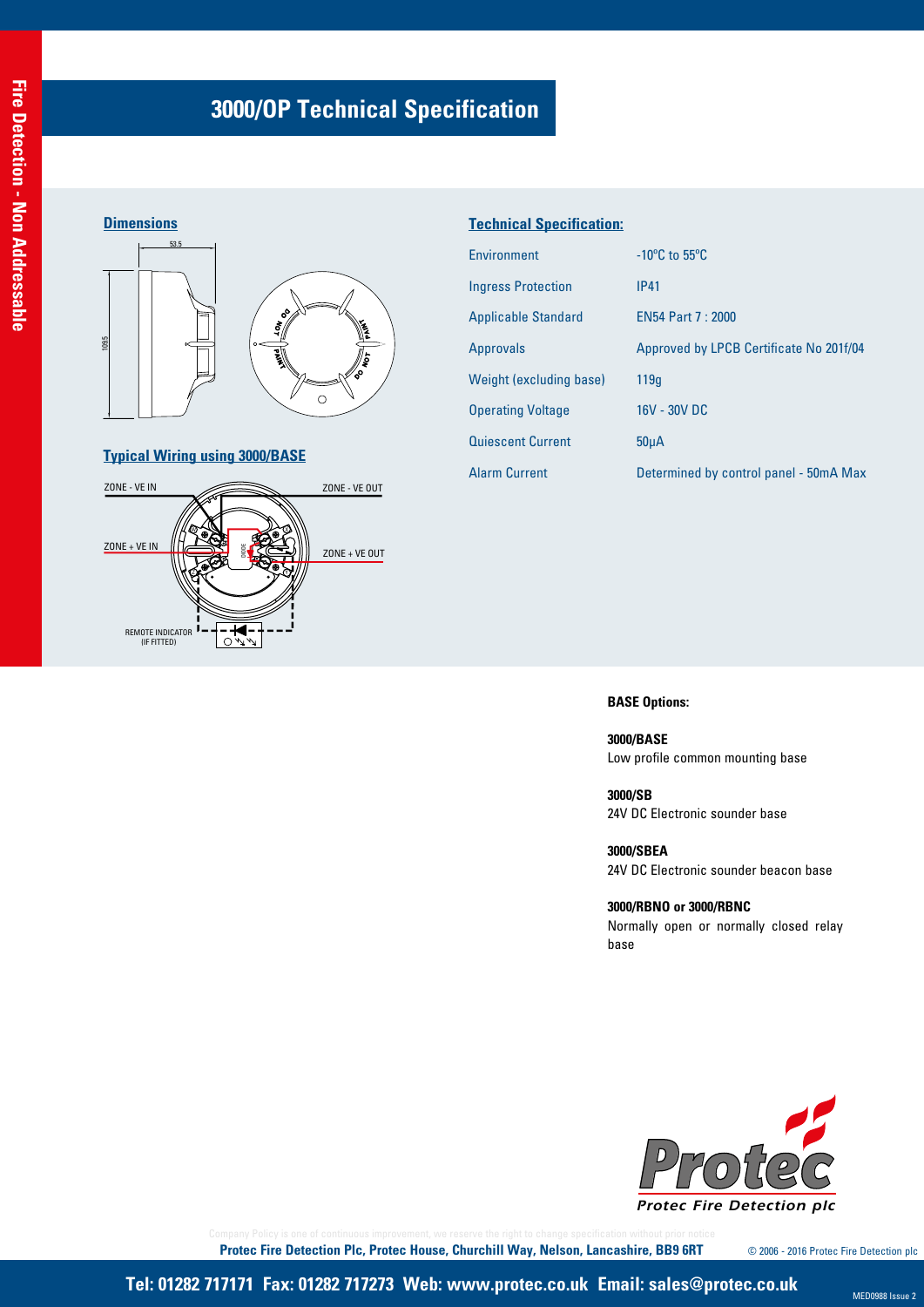# 3000/OP Technical Specification

## Dimensions

53.5

1095

## Typical Wiring using 3000/BASE

ZONE - VE IN

ZONE - VE OUT

ZONE + VE IN

ZONE + VE OUT

REMOTE INDICATOR (IF FITTED)

## Technical Specification:

| | |
|---|---|
| Environment | -10ºC to 55ºC |
| Ingress Protection | IP41 |
| Applicable Standard | EN54 Part 7 : 2000 |
| Approvals | Approved by LPCB Certificate No 201f/04 |
| Weight (excluding base) | 119g |
| Operating Voltage | 16V - 30V DC |
| Quiescent Current | 50µA |
| Alarm Current | Determined by control panel - 50mA Max |

**BASE Options:**

**3000/BASE**
Low profile common mounting base

**3000/SB**
24V DC Electronic sounder base

**3000/SBEA**
24V DC Electronic sounder beacon base

**3000/RBNO or 3000/RBNC**
Normally open or normally closed relay base

Protec Fire Detection plc

Company Policy is one of continuous improvement, we reserve the right to change specification without prior notice

**Protec Fire Detection Plc, Protec House, Churchill Way, Nelson, Lancashire, BB9 6RT**

© 2006 - 2016 Protec Fire Detection plc

**Tel: 01282 717171 Fax: 01282 717273 Web: www.protec.co.uk Email: sales@protec.co.uk**

MED0988 Issue 2